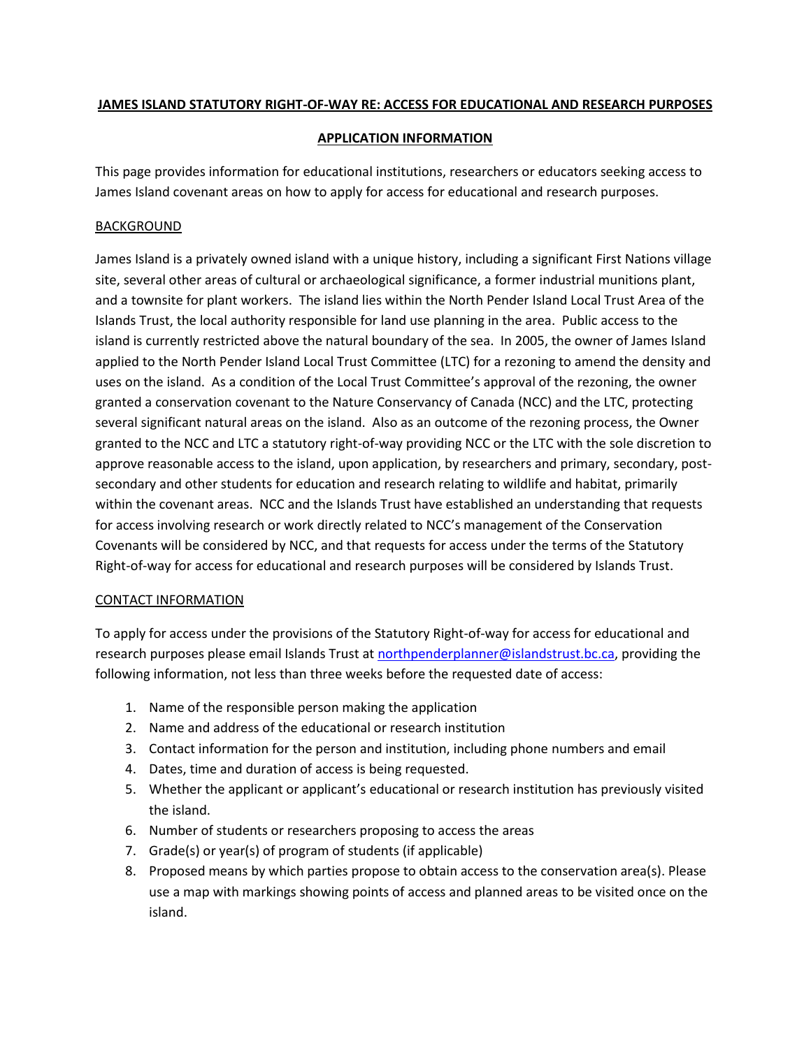# JAMES ISLAND STATUTORY RIGHT-OF-WAY RE: ACCESS FOR EDUCATIONAL AND RESEARCH PURPOSES

## APPLICATION INFORMATION

This page provides information for educational institutions, researchers or educators seeking access to James Island covenant areas on how to apply for access for educational and research purposes.

### BACKGROUND

James Island is a privately owned island with a unique history, including a significant First Nations village site, several other areas of cultural or archaeological significance, a former industrial munitions plant, and a townsite for plant workers. The island lies within the North Pender Island Local Trust Area of the Islands Trust, the local authority responsible for land use planning in the area. Public access to the island is currently restricted above the natural boundary of the sea. In 2005, the owner of James Island applied to the North Pender Island Local Trust Committee (LTC) for a rezoning to amend the density and uses on the island. As a condition of the Local Trust Committee's approval of the rezoning, the owner granted a conservation covenant to the Nature Conservancy of Canada (NCC) and the LTC, protecting several significant natural areas on the island. Also as an outcome of the rezoning process, the Owner granted to the NCC and LTC a statutory right-of-way providing NCC or the LTC with the sole discretion to approve reasonable access to the island, upon application, by researchers and primary, secondary, post-secondary and other students for education and research relating to wildlife and habitat, primarily within the covenant areas. NCC and the Islands Trust have established an understanding that requests for access involving research or work directly related to NCC's management of the Conservation Covenants will be considered by NCC, and that requests for access under the terms of the Statutory Right-of-way for access for educational and research purposes will be considered by Islands Trust.

### CONTACT INFORMATION

To apply for access under the provisions of the Statutory Right-of-way for access for educational and research purposes please email Islands Trust at northpenderplanner@islandstrust.bc.ca, providing the following information, not less than three weeks before the requested date of access:

1. Name of the responsible person making the application
2. Name and address of the educational or research institution
3. Contact information for the person and institution, including phone numbers and email
4. Dates, time and duration of access is being requested.
5. Whether the applicant or applicant's educational or research institution has previously visited the island.
6. Number of students or researchers proposing to access the areas
7. Grade(s) or year(s) of program of students (if applicable)
8. Proposed means by which parties propose to obtain access to the conservation area(s). Please use a map with markings showing points of access and planned areas to be visited once on the island.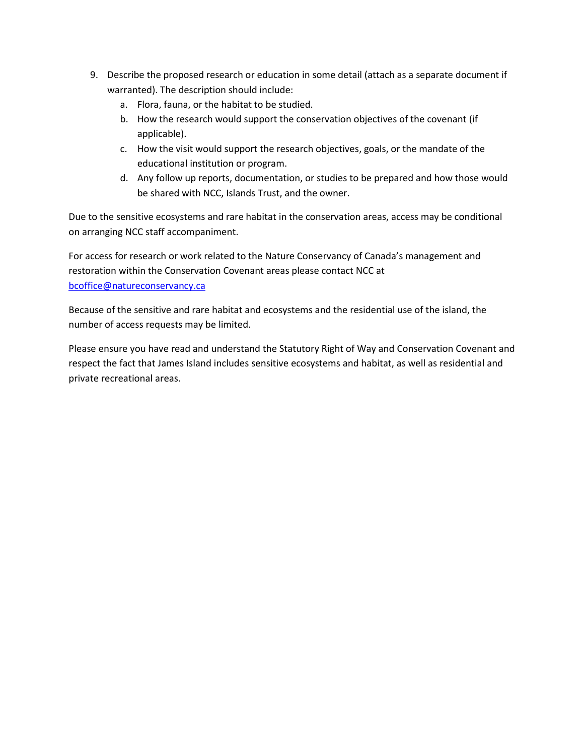9. Describe the proposed research or education in some detail (attach as a separate document if warranted). The description should include:
   a. Flora, fauna, or the habitat to be studied.
   b. How the research would support the conservation objectives of the covenant (if applicable).
   c. How the visit would support the research objectives, goals, or the mandate of the educational institution or program.
   d. Any follow up reports, documentation, or studies to be prepared and how those would be shared with NCC, Islands Trust, and the owner.

Due to the sensitive ecosystems and rare habitat in the conservation areas, access may be conditional on arranging NCC staff accompaniment.

For access for research or work related to the Nature Conservancy of Canada's management and restoration within the Conservation Covenant areas please contact NCC at bcoffice@natureconservancy.ca

Because of the sensitive and rare habitat and ecosystems and the residential use of the island, the number of access requests may be limited.

Please ensure you have read and understand the Statutory Right of Way and Conservation Covenant and respect the fact that James Island includes sensitive ecosystems and habitat, as well as residential and private recreational areas.